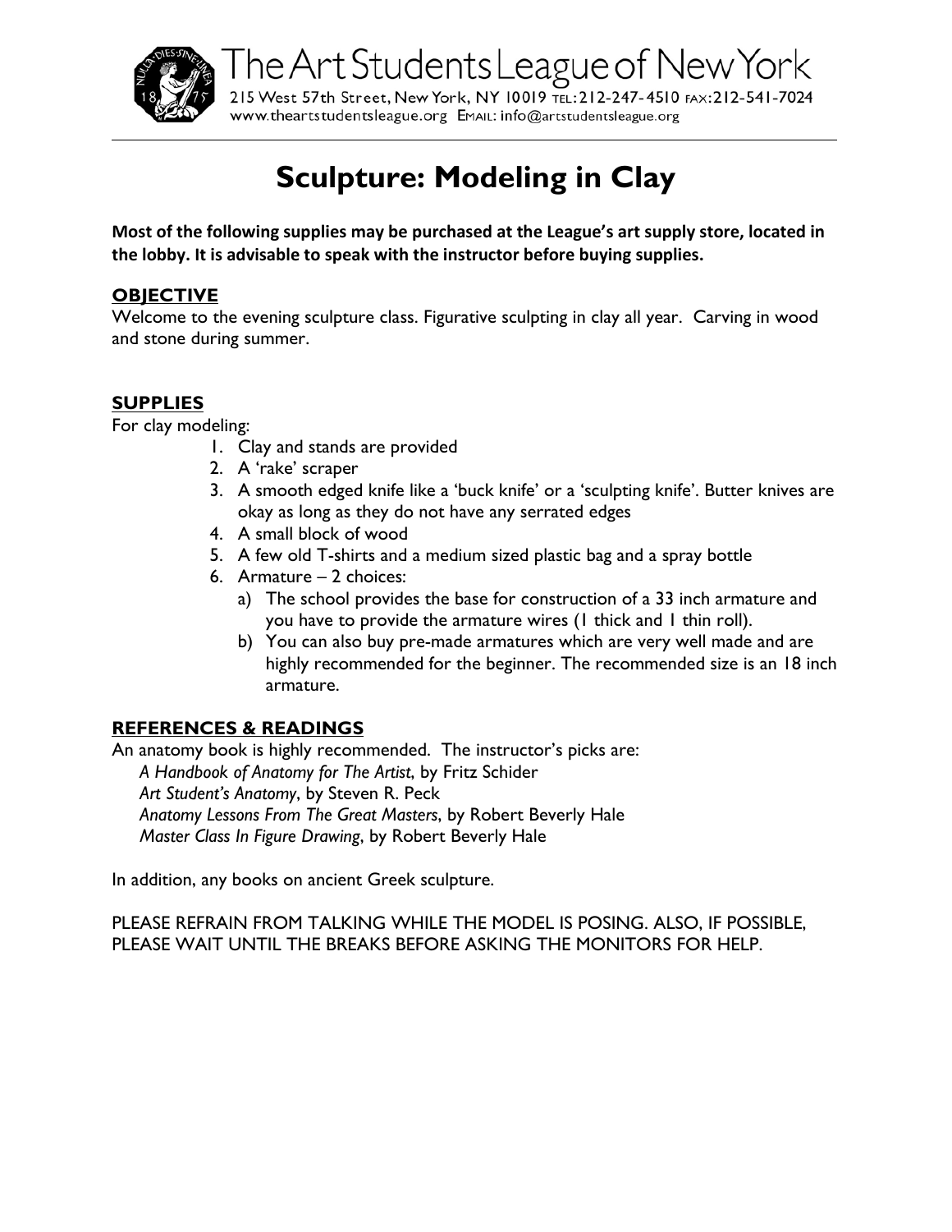The Art Students League of New York

215 West 57th Street, New York, NY 10019 TEL: 212-247-4510 FAX: 212-541-7024
www.theartstudentsleague.org EMAIL: info@artstudentsleague.org

# Sculpture: Modeling in Clay

**Most of the following supplies may be purchased at the League's art supply store, located in the lobby. It is advisable to speak with the instructor before buying supplies.**

## OBJECTIVE

Welcome to the evening sculpture class. Figurative sculpting in clay all year. Carving in wood and stone during summer.

## SUPPLIES

For clay modeling:

1. Clay and stands are provided
2. A 'rake' scraper
3. A smooth edged knife like a 'buck knife' or a 'sculpting knife'. Butter knives are okay as long as they do not have any serrated edges
4. A small block of wood
5. A few old T-shirts and a medium sized plastic bag and a spray bottle
6. Armature – 2 choices:
   a) The school provides the base for construction of a 33 inch armature and you have to provide the armature wires (1 thick and 1 thin roll).
   b) You can also buy pre-made armatures which are very well made and are highly recommended for the beginner. The recommended size is an 18 inch armature.

## REFERENCES & READINGS

An anatomy book is highly recommended. The instructor's picks are:

*A Handbook of Anatomy for The Artist*, by Fritz Schider
*Art Student's Anatomy*, by Steven R. Peck
*Anatomy Lessons From The Great Masters*, by Robert Beverly Hale
*Master Class In Figure Drawing*, by Robert Beverly Hale

In addition, any books on ancient Greek sculpture.

PLEASE REFRAIN FROM TALKING WHILE THE MODEL IS POSING. ALSO, IF POSSIBLE, PLEASE WAIT UNTIL THE BREAKS BEFORE ASKING THE MONITORS FOR HELP.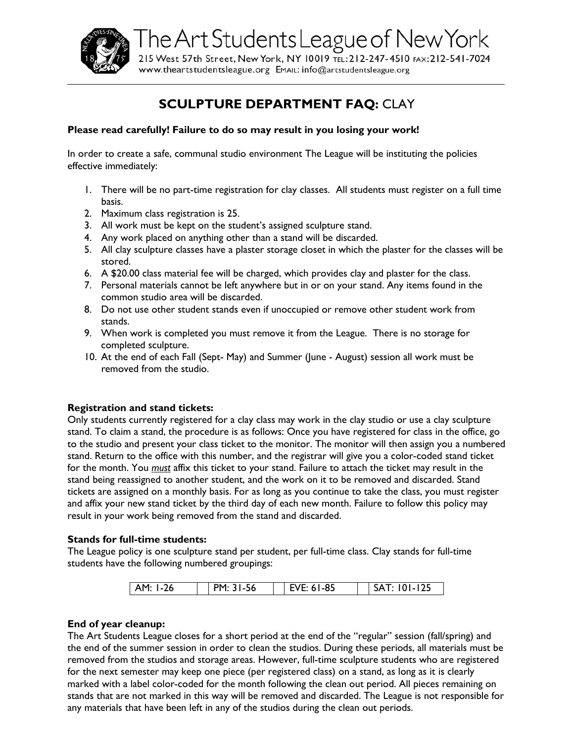# The Art Students League of New York

215 West 57th Street, New York, NY 10019 TEL: 212-247-4510 FAX: 212-541-7024
www.theartstudentsleague.org EMAIL: info@artstudentsleague.org

## SCULPTURE DEPARTMENT FAQ: CLAY

**Please read carefully! Failure to do so may result in you losing your work!**

In order to create a safe, communal studio environment The League will be instituting the policies effective immediately:

1. There will be no part-time registration for clay classes. All students must register on a full time basis.
2. Maximum class registration is 25.
3. All work must be kept on the student's assigned sculpture stand.
4. Any work placed on anything other than a stand will be discarded.
5. All clay sculpture classes have a plaster storage closet in which the plaster for the classes will be stored.
6. A $20.00 class material fee will be charged, which provides clay and plaster for the class.
7. Personal materials cannot be left anywhere but in or on your stand. Any items found in the common studio area will be discarded.
8. Do not use other student stands even if unoccupied or remove other student work from stands.
9. When work is completed you must remove it from the League. There is no storage for completed sculpture.
10. At the end of each Fall (Sept- May) and Summer (June - August) session all work must be removed from the studio.

**Registration and stand tickets:**
Only students currently registered for a clay class may work in the clay studio or use a clay sculpture stand. To claim a stand, the procedure is as follows: Once you have registered for class in the office, go to the studio and present your class ticket to the monitor. The monitor will then assign you a numbered stand. Return to the office with this number, and the registrar will give you a color-coded stand ticket for the month. You *must* affix this ticket to your stand. Failure to attach the ticket may result in the stand being reassigned to another student, and the work on it to be removed and discarded. Stand tickets are assigned on a monthly basis. For as long as you continue to take the class, you must register and affix your new stand ticket by the third day of each new month. Failure to follow this policy may result in your work being removed from the stand and discarded.

**Stands for full-time students:**
The League policy is one sculpture stand per student, per full-time class. Clay stands for full-time students have the following numbered groupings:

| AM: 1-26 | PM: 31-56 | EVE: 61-85 | SAT: 101-125 |
|---|---|---|---|

**End of year cleanup:**
The Art Students League closes for a short period at the end of the "regular" session (fall/spring) and the end of the summer session in order to clean the studios. During these periods, all materials must be removed from the studios and storage areas. However, full-time sculpture students who are registered for the next semester may keep one piece (per registered class) on a stand, as long as it is clearly marked with a label color-coded for the month following the clean out period. All pieces remaining on stands that are not marked in this way will be removed and discarded. The League is not responsible for any materials that have been left in any of the studios during the clean out periods.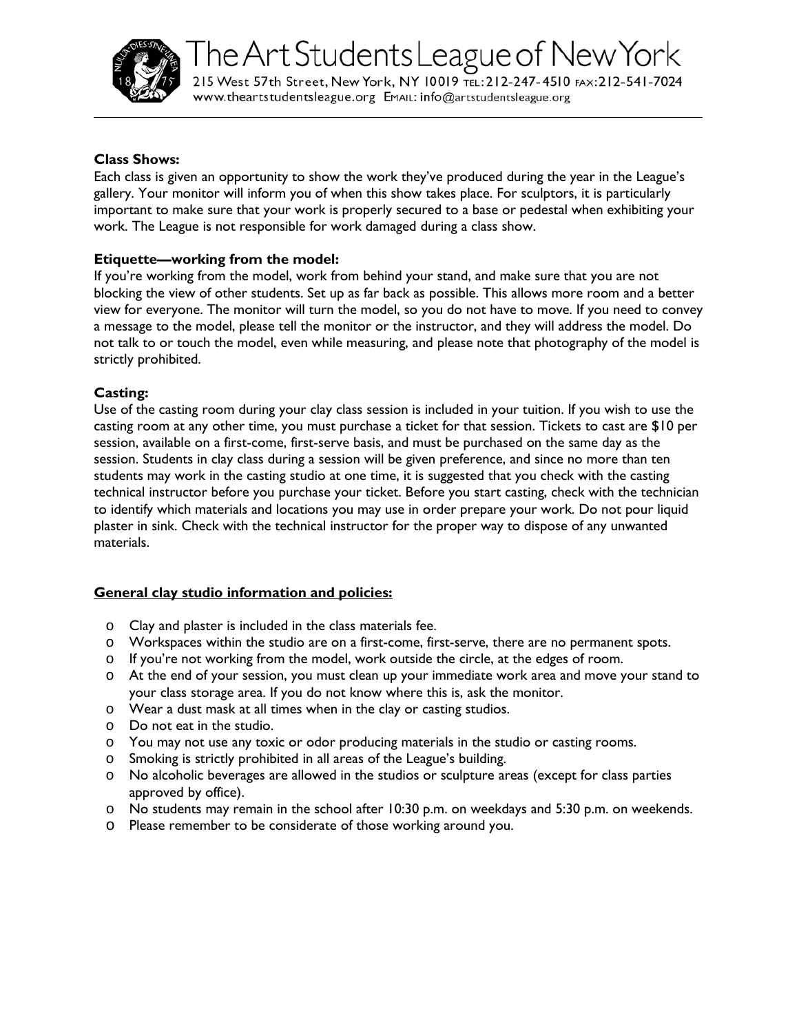**Class Shows:**

Each class is given an opportunity to show the work they've produced during the year in the League's gallery. Your monitor will inform you of when this show takes place. For sculptors, it is particularly important to make sure that your work is properly secured to a base or pedestal when exhibiting your work. The League is not responsible for work damaged during a class show.

**Etiquette—working from the model:**

If you're working from the model, work from behind your stand, and make sure that you are not blocking the view of other students. Set up as far back as possible. This allows more room and a better view for everyone. The monitor will turn the model, so you do not have to move. If you need to convey a message to the model, please tell the monitor or the instructor, and they will address the model. Do not talk to or touch the model, even while measuring, and please note that photography of the model is strictly prohibited.

**Casting:**

Use of the casting room during your clay class session is included in your tuition. If you wish to use the casting room at any other time, you must purchase a ticket for that session. Tickets to cast are $10 per session, available on a first-come, first-serve basis, and must be purchased on the same day as the session. Students in clay class during a session will be given preference, and since no more than ten students may work in the casting studio at one time, it is suggested that you check with the casting technical instructor before you purchase your ticket. Before you start casting, check with the technician to identify which materials and locations you may use in order prepare your work. Do not pour liquid plaster in sink. Check with the technical instructor for the proper way to dispose of any unwanted materials.

**<u>General clay studio information and policies:</u>**

- Clay and plaster is included in the class materials fee.
- Workspaces within the studio are on a first-come, first-serve, there are no permanent spots.
- If you're not working from the model, work outside the circle, at the edges of room.
- At the end of your session, you must clean up your immediate work area and move your stand to your class storage area. If you do not know where this is, ask the monitor.
- Wear a dust mask at all times when in the clay or casting studios.
- Do not eat in the studio.
- You may not use any toxic or odor producing materials in the studio or casting rooms.
- Smoking is strictly prohibited in all areas of the League's building.
- No alcoholic beverages are allowed in the studios or sculpture areas (except for class parties approved by office).
- No students may remain in the school after 10:30 p.m. on weekdays and 5:30 p.m. on weekends.
- Please remember to be considerate of those working around you.